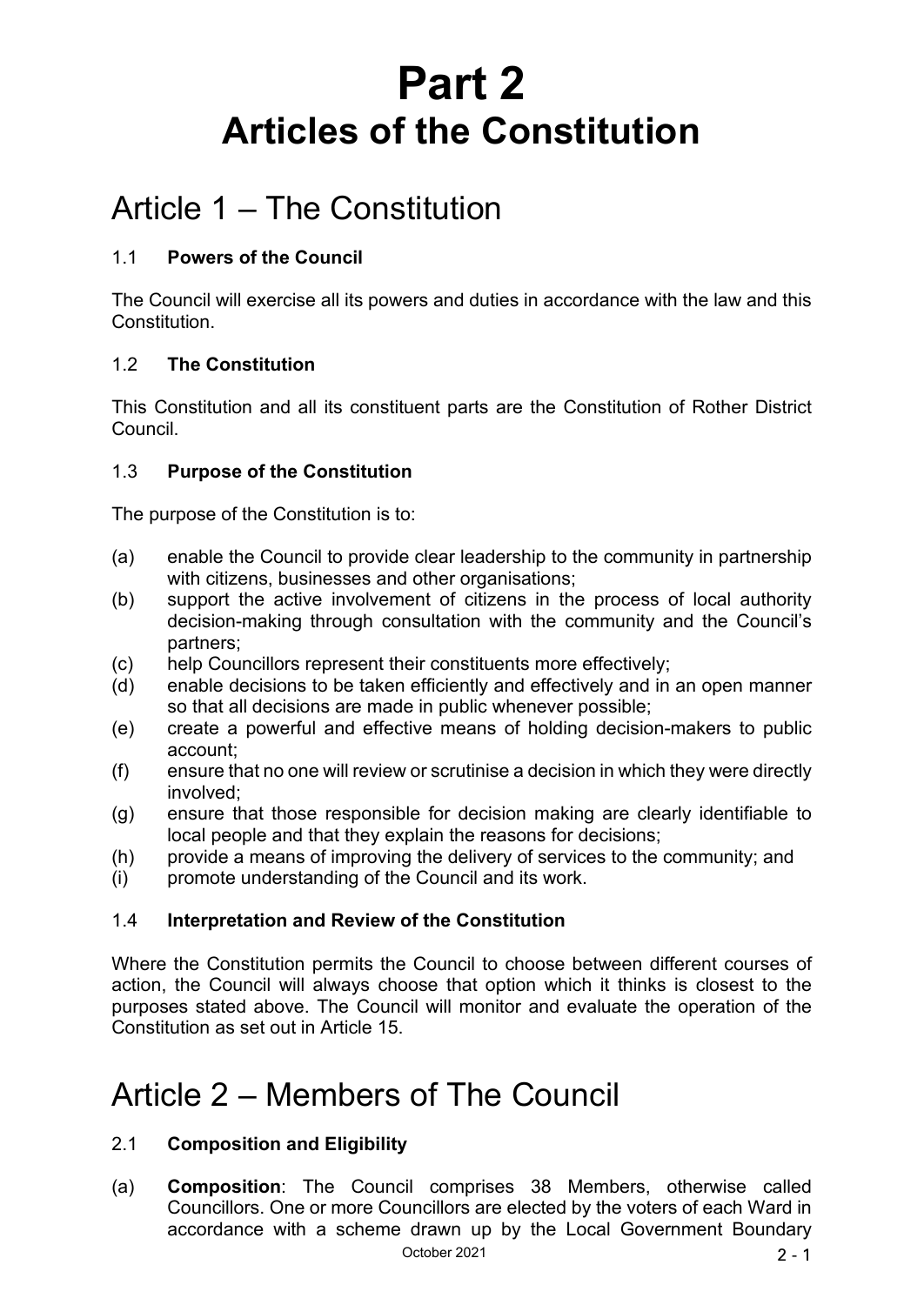# Part 2
# Articles of the Constitution

## Article 1 – The Constitution

### 1.1 **Powers of the Council**

The Council will exercise all its powers and duties in accordance with the law and this Constitution.

### 1.2 **The Constitution**

This Constitution and all its constituent parts are the Constitution of Rother District Council.

### 1.3 **Purpose of the Constitution**

The purpose of the Constitution is to:

(a) enable the Council to provide clear leadership to the community in partnership with citizens, businesses and other organisations;
(b) support the active involvement of citizens in the process of local authority decision-making through consultation with the community and the Council's partners;
(c) help Councillors represent their constituents more effectively;
(d) enable decisions to be taken efficiently and effectively and in an open manner so that all decisions are made in public whenever possible;
(e) create a powerful and effective means of holding decision-makers to public account;
(f) ensure that no one will review or scrutinise a decision in which they were directly involved;
(g) ensure that those responsible for decision making are clearly identifiable to local people and that they explain the reasons for decisions;
(h) provide a means of improving the delivery of services to the community; and
(i) promote understanding of the Council and its work.

### 1.4 **Interpretation and Review of the Constitution**

Where the Constitution permits the Council to choose between different courses of action, the Council will always choose that option which it thinks is closest to the purposes stated above. The Council will monitor and evaluate the operation of the Constitution as set out in Article 15.

## Article 2 – Members of The Council

### 2.1 **Composition and Eligibility**

(a) **Composition**: The Council comprises 38 Members, otherwise called Councillors. One or more Councillors are elected by the voters of each Ward in accordance with a scheme drawn up by the Local Government Boundary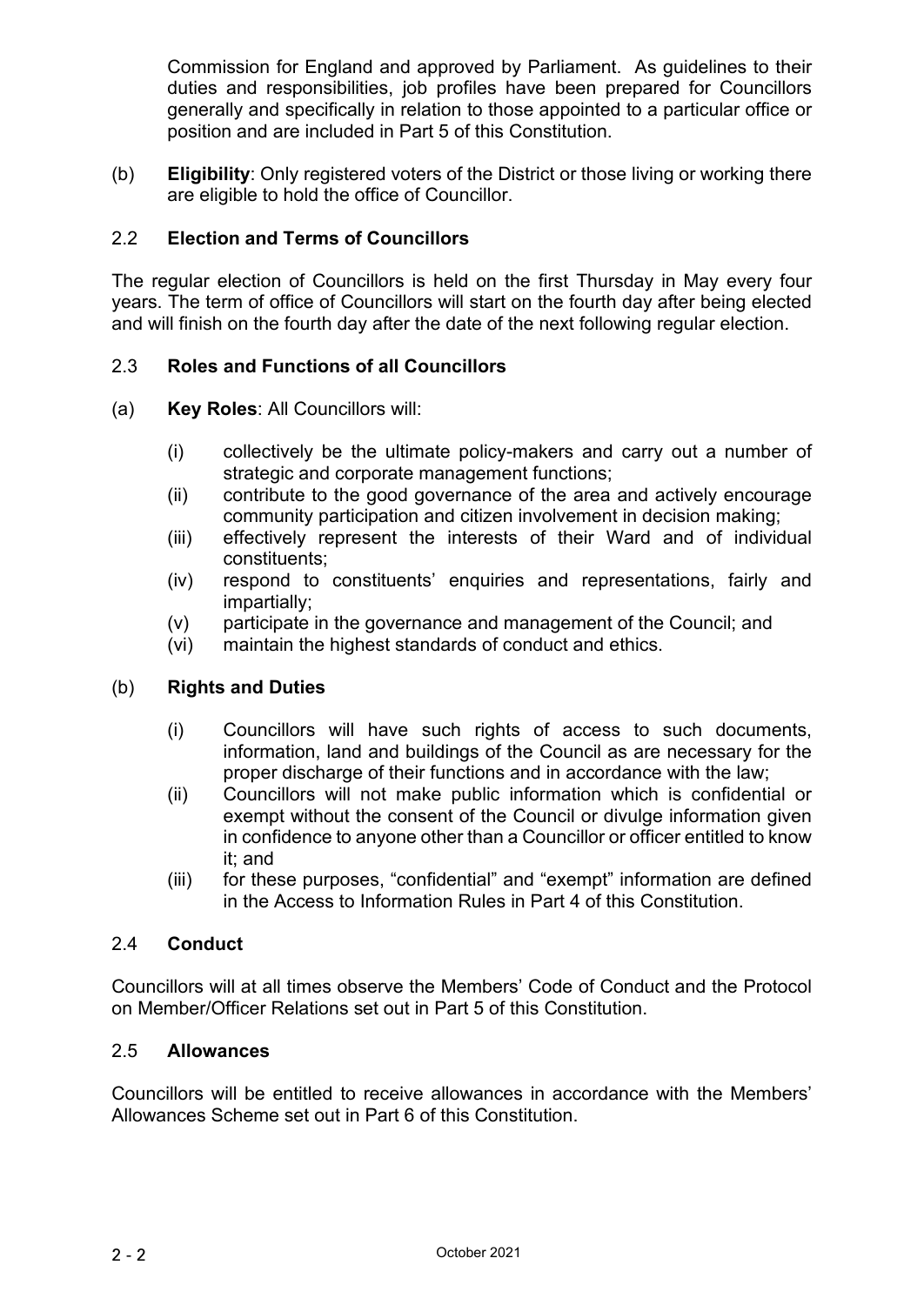Commission for England and approved by Parliament. As guidelines to their duties and responsibilities, job profiles have been prepared for Councillors generally and specifically in relation to those appointed to a particular office or position and are included in Part 5 of this Constitution.

(b) **Eligibility**: Only registered voters of the District or those living or working there are eligible to hold the office of Councillor.

## 2.2 Election and Terms of Councillors

The regular election of Councillors is held on the first Thursday in May every four years. The term of office of Councillors will start on the fourth day after being elected and will finish on the fourth day after the date of the next following regular election.

## 2.3 Roles and Functions of all Councillors

(a) **Key Roles**: All Councillors will:

- (i) collectively be the ultimate policy-makers and carry out a number of strategic and corporate management functions;
- (ii) contribute to the good governance of the area and actively encourage community participation and citizen involvement in decision making;
- (iii) effectively represent the interests of their Ward and of individual constituents;
- (iv) respond to constituents' enquiries and representations, fairly and impartially;
- (v) participate in the governance and management of the Council; and
- (vi) maintain the highest standards of conduct and ethics.

(b) **Rights and Duties**

- (i) Councillors will have such rights of access to such documents, information, land and buildings of the Council as are necessary for the proper discharge of their functions and in accordance with the law;
- (ii) Councillors will not make public information which is confidential or exempt without the consent of the Council or divulge information given in confidence to anyone other than a Councillor or officer entitled to know it; and
- (iii) for these purposes, "confidential" and "exempt" information are defined in the Access to Information Rules in Part 4 of this Constitution.

## 2.4 Conduct

Councillors will at all times observe the Members' Code of Conduct and the Protocol on Member/Officer Relations set out in Part 5 of this Constitution.

## 2.5 Allowances

Councillors will be entitled to receive allowances in accordance with the Members' Allowances Scheme set out in Part 6 of this Constitution.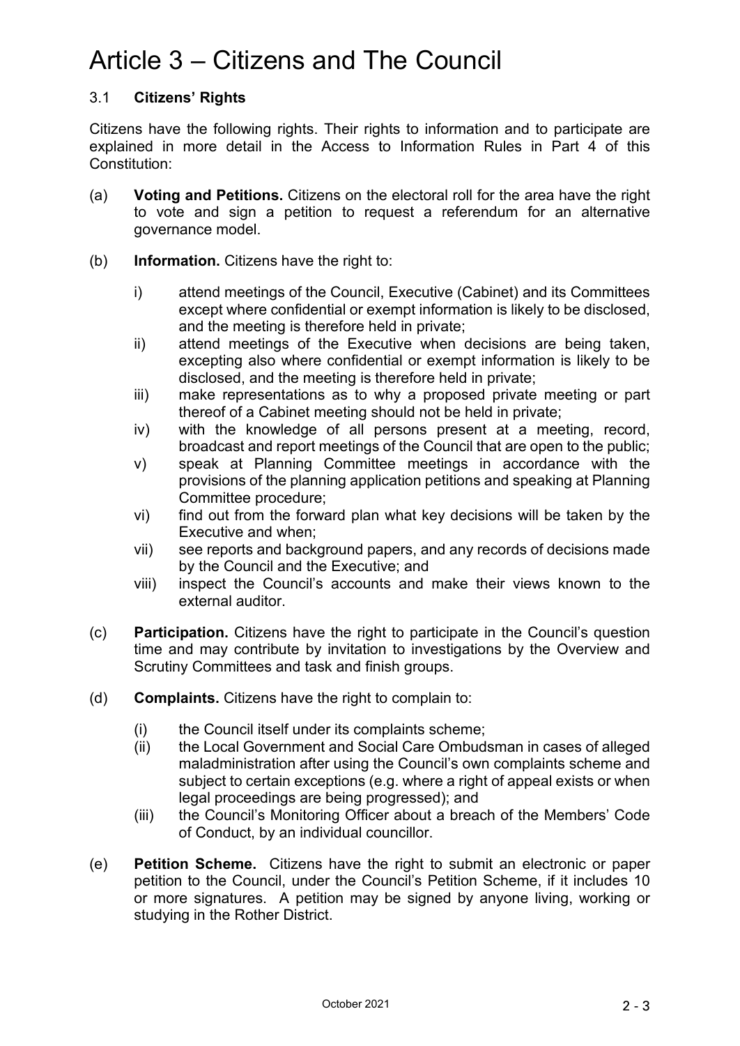# Article 3 – Citizens and The Council

## 3.1 **Citizens' Rights**

Citizens have the following rights. Their rights to information and to participate are explained in more detail in the Access to Information Rules in Part 4 of this Constitution:

(a) **Voting and Petitions.** Citizens on the electoral roll for the area have the right to vote and sign a petition to request a referendum for an alternative governance model.

(b) **Information.** Citizens have the right to:

  i) attend meetings of the Council, Executive (Cabinet) and its Committees except where confidential or exempt information is likely to be disclosed, and the meeting is therefore held in private;
  ii) attend meetings of the Executive when decisions are being taken, excepting also where confidential or exempt information is likely to be disclosed, and the meeting is therefore held in private;
  iii) make representations as to why a proposed private meeting or part thereof of a Cabinet meeting should not be held in private;
  iv) with the knowledge of all persons present at a meeting, record, broadcast and report meetings of the Council that are open to the public;
  v) speak at Planning Committee meetings in accordance with the provisions of the planning application petitions and speaking at Planning Committee procedure;
  vi) find out from the forward plan what key decisions will be taken by the Executive and when;
  vii) see reports and background papers, and any records of decisions made by the Council and the Executive; and
  viii) inspect the Council's accounts and make their views known to the external auditor.

(c) **Participation.** Citizens have the right to participate in the Council's question time and may contribute by invitation to investigations by the Overview and Scrutiny Committees and task and finish groups.

(d) **Complaints.** Citizens have the right to complain to:

  (i) the Council itself under its complaints scheme;
  (ii) the Local Government and Social Care Ombudsman in cases of alleged maladministration after using the Council's own complaints scheme and subject to certain exceptions (e.g. where a right of appeal exists or when legal proceedings are being progressed); and
  (iii) the Council's Monitoring Officer about a breach of the Members' Code of Conduct, by an individual councillor.

(e) **Petition Scheme.** Citizens have the right to submit an electronic or paper petition to the Council, under the Council's Petition Scheme, if it includes 10 or more signatures. A petition may be signed by anyone living, working or studying in the Rother District.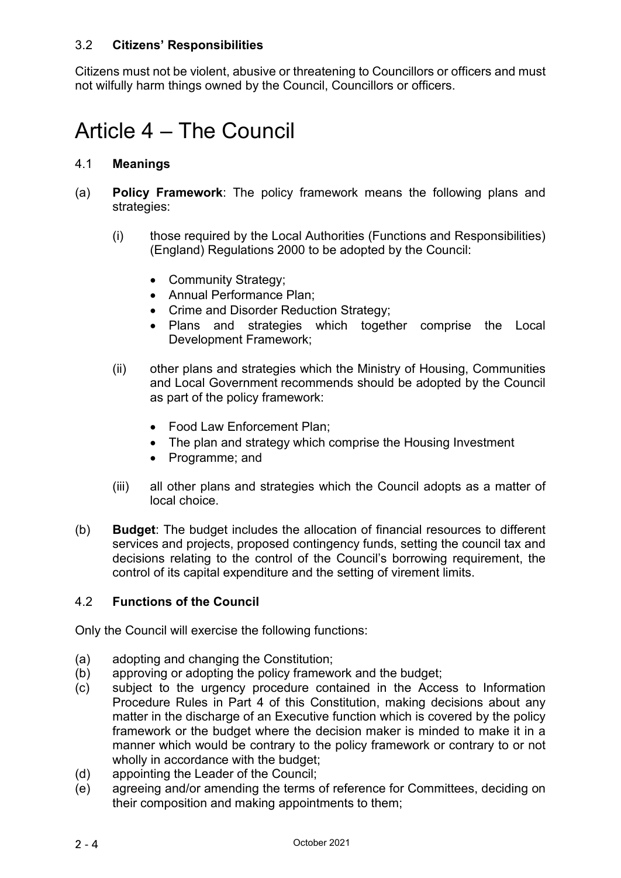### 3.2 **Citizens' Responsibilities**

Citizens must not be violent, abusive or threatening to Councillors or officers and must not wilfully harm things owned by the Council, Councillors or officers.

# Article 4 – The Council

### 4.1 **Meanings**

(a) **Policy Framework**: The policy framework means the following plans and strategies:

(i) those required by the Local Authorities (Functions and Responsibilities) (England) Regulations 2000 to be adopted by the Council:

- Community Strategy;
- Annual Performance Plan;
- Crime and Disorder Reduction Strategy;
- Plans and strategies which together comprise the Local Development Framework;

(ii) other plans and strategies which the Ministry of Housing, Communities and Local Government recommends should be adopted by the Council as part of the policy framework:

- Food Law Enforcement Plan;
- The plan and strategy which comprise the Housing Investment
- Programme; and

(iii) all other plans and strategies which the Council adopts as a matter of local choice.

(b) **Budget**: The budget includes the allocation of financial resources to different services and projects, proposed contingency funds, setting the council tax and decisions relating to the control of the Council's borrowing requirement, the control of its capital expenditure and the setting of virement limits.

### 4.2 **Functions of the Council**

Only the Council will exercise the following functions:

(a) adopting and changing the Constitution;
(b) approving or adopting the policy framework and the budget;
(c) subject to the urgency procedure contained in the Access to Information Procedure Rules in Part 4 of this Constitution, making decisions about any matter in the discharge of an Executive function which is covered by the policy framework or the budget where the decision maker is minded to make it in a manner which would be contrary to the policy framework or contrary to or not wholly in accordance with the budget;
(d) appointing the Leader of the Council;
(e) agreeing and/or amending the terms of reference for Committees, deciding on their composition and making appointments to them;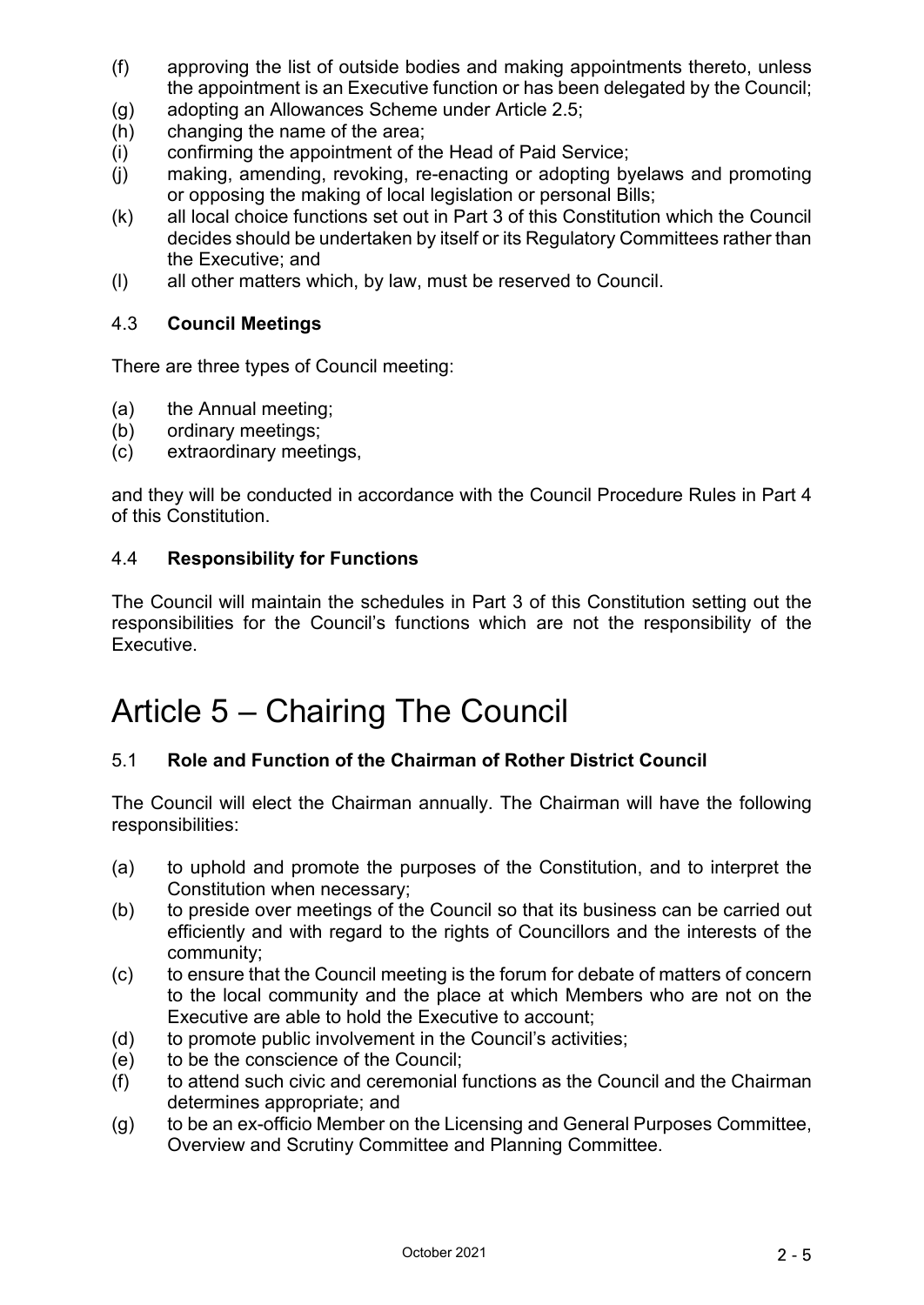(f) approving the list of outside bodies and making appointments thereto, unless the appointment is an Executive function or has been delegated by the Council;
(g) adopting an Allowances Scheme under Article 2.5;
(h) changing the name of the area;
(i) confirming the appointment of the Head of Paid Service;
(j) making, amending, revoking, re-enacting or adopting byelaws and promoting or opposing the making of local legislation or personal Bills;
(k) all local choice functions set out in Part 3 of this Constitution which the Council decides should be undertaken by itself or its Regulatory Committees rather than the Executive; and
(l) all other matters which, by law, must be reserved to Council.

### 4.3 **Council Meetings**

There are three types of Council meeting:

(a) the Annual meeting;
(b) ordinary meetings;
(c) extraordinary meetings,

and they will be conducted in accordance with the Council Procedure Rules in Part 4 of this Constitution.

### 4.4 **Responsibility for Functions**

The Council will maintain the schedules in Part 3 of this Constitution setting out the responsibilities for the Council's functions which are not the responsibility of the Executive.

# Article 5 – Chairing The Council

### 5.1 **Role and Function of the Chairman of Rother District Council**

The Council will elect the Chairman annually. The Chairman will have the following responsibilities:

(a) to uphold and promote the purposes of the Constitution, and to interpret the Constitution when necessary;
(b) to preside over meetings of the Council so that its business can be carried out efficiently and with regard to the rights of Councillors and the interests of the community;
(c) to ensure that the Council meeting is the forum for debate of matters of concern to the local community and the place at which Members who are not on the Executive are able to hold the Executive to account;
(d) to promote public involvement in the Council's activities;
(e) to be the conscience of the Council;
(f) to attend such civic and ceremonial functions as the Council and the Chairman determines appropriate; and
(g) to be an ex-officio Member on the Licensing and General Purposes Committee, Overview and Scrutiny Committee and Planning Committee.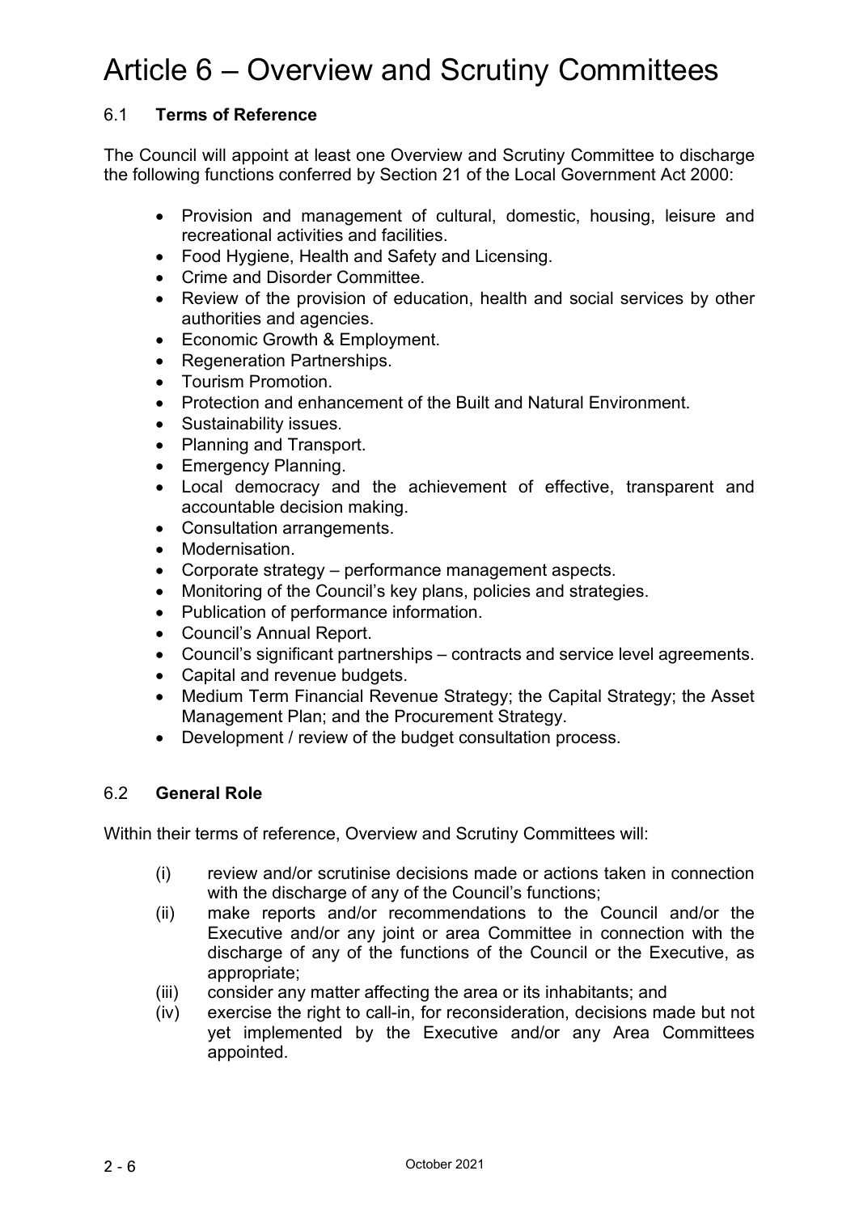# Article 6 – Overview and Scrutiny Committees

## 6.1 **Terms of Reference**

The Council will appoint at least one Overview and Scrutiny Committee to discharge the following functions conferred by Section 21 of the Local Government Act 2000:

- Provision and management of cultural, domestic, housing, leisure and recreational activities and facilities.
- Food Hygiene, Health and Safety and Licensing.
- Crime and Disorder Committee.
- Review of the provision of education, health and social services by other authorities and agencies.
- Economic Growth & Employment.
- Regeneration Partnerships.
- Tourism Promotion.
- Protection and enhancement of the Built and Natural Environment.
- Sustainability issues.
- Planning and Transport.
- Emergency Planning.
- Local democracy and the achievement of effective, transparent and accountable decision making.
- Consultation arrangements.
- Modernisation.
- Corporate strategy – performance management aspects.
- Monitoring of the Council's key plans, policies and strategies.
- Publication of performance information.
- Council's Annual Report.
- Council's significant partnerships – contracts and service level agreements.
- Capital and revenue budgets.
- Medium Term Financial Revenue Strategy; the Capital Strategy; the Asset Management Plan; and the Procurement Strategy.
- Development / review of the budget consultation process.

## 6.2 **General Role**

Within their terms of reference, Overview and Scrutiny Committees will:

(i) review and/or scrutinise decisions made or actions taken in connection with the discharge of any of the Council's functions;

(ii) make reports and/or recommendations to the Council and/or the Executive and/or any joint or area Committee in connection with the discharge of any of the functions of the Council or the Executive, as appropriate;

(iii) consider any matter affecting the area or its inhabitants; and

(iv) exercise the right to call-in, for reconsideration, decisions made but not yet implemented by the Executive and/or any Area Committees appointed.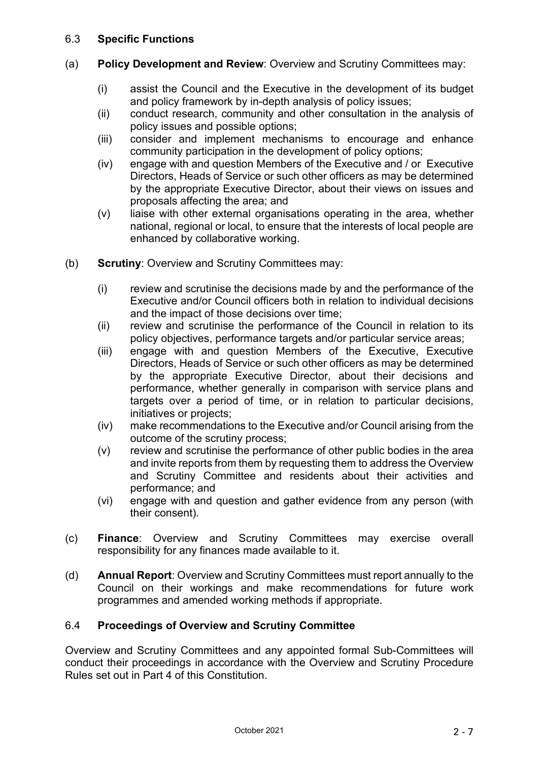### 6.3 **Specific Functions**

(a) **Policy Development and Review**: Overview and Scrutiny Committees may:

- (i) assist the Council and the Executive in the development of its budget and policy framework by in-depth analysis of policy issues;
- (ii) conduct research, community and other consultation in the analysis of policy issues and possible options;
- (iii) consider and implement mechanisms to encourage and enhance community participation in the development of policy options;
- (iv) engage with and question Members of the Executive and / or Executive Directors, Heads of Service or such other officers as may be determined by the appropriate Executive Director, about their views on issues and proposals affecting the area; and
- (v) liaise with other external organisations operating in the area, whether national, regional or local, to ensure that the interests of local people are enhanced by collaborative working.

(b) **Scrutiny**: Overview and Scrutiny Committees may:

- (i) review and scrutinise the decisions made by and the performance of the Executive and/or Council officers both in relation to individual decisions and the impact of those decisions over time;
- (ii) review and scrutinise the performance of the Council in relation to its policy objectives, performance targets and/or particular service areas;
- (iii) engage with and question Members of the Executive, Executive Directors, Heads of Service or such other officers as may be determined by the appropriate Executive Director, about their decisions and performance, whether generally in comparison with service plans and targets over a period of time, or in relation to particular decisions, initiatives or projects;
- (iv) make recommendations to the Executive and/or Council arising from the outcome of the scrutiny process;
- (v) review and scrutinise the performance of other public bodies in the area and invite reports from them by requesting them to address the Overview and Scrutiny Committee and residents about their activities and performance; and
- (vi) engage with and question and gather evidence from any person (with their consent).

(c) **Finance**: Overview and Scrutiny Committees may exercise overall responsibility for any finances made available to it.

(d) **Annual Report**: Overview and Scrutiny Committees must report annually to the Council on their workings and make recommendations for future work programmes and amended working methods if appropriate.

### 6.4 **Proceedings of Overview and Scrutiny Committee**

Overview and Scrutiny Committees and any appointed formal Sub-Committees will conduct their proceedings in accordance with the Overview and Scrutiny Procedure Rules set out in Part 4 of this Constitution.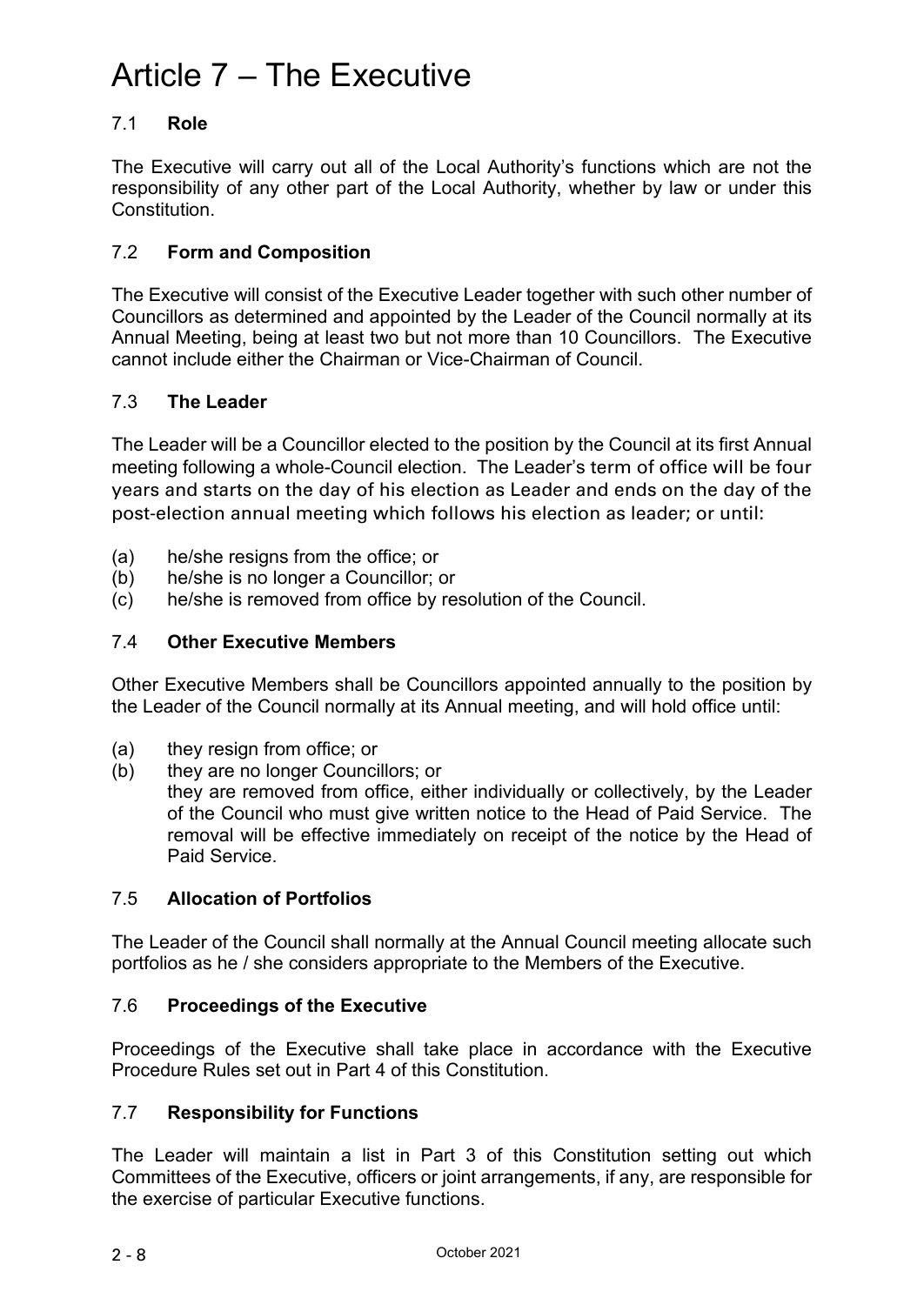# Article 7 – The Executive

## 7.1 **Role**

The Executive will carry out all of the Local Authority's functions which are not the responsibility of any other part of the Local Authority, whether by law or under this Constitution.

## 7.2 **Form and Composition**

The Executive will consist of the Executive Leader together with such other number of Councillors as determined and appointed by the Leader of the Council normally at its Annual Meeting, being at least two but not more than 10 Councillors. The Executive cannot include either the Chairman or Vice-Chairman of Council.

## 7.3 **The Leader**

The Leader will be a Councillor elected to the position by the Council at its first Annual meeting following a whole-Council election. The Leader's term of office will be four years and starts on the day of his election as Leader and ends on the day of the post-election annual meeting which follows his election as leader; or until:

(a) he/she resigns from the office; or
(b) he/she is no longer a Councillor; or
(c) he/she is removed from office by resolution of the Council.

## 7.4 **Other Executive Members**

Other Executive Members shall be Councillors appointed annually to the position by the Leader of the Council normally at its Annual meeting, and will hold office until:

(a) they resign from office; or
(b) they are no longer Councillors; or
they are removed from office, either individually or collectively, by the Leader of the Council who must give written notice to the Head of Paid Service. The removal will be effective immediately on receipt of the notice by the Head of Paid Service.

## 7.5 **Allocation of Portfolios**

The Leader of the Council shall normally at the Annual Council meeting allocate such portfolios as he / she considers appropriate to the Members of the Executive.

## 7.6 **Proceedings of the Executive**

Proceedings of the Executive shall take place in accordance with the Executive Procedure Rules set out in Part 4 of this Constitution.

## 7.7 **Responsibility for Functions**

The Leader will maintain a list in Part 3 of this Constitution setting out which Committees of the Executive, officers or joint arrangements, if any, are responsible for the exercise of particular Executive functions.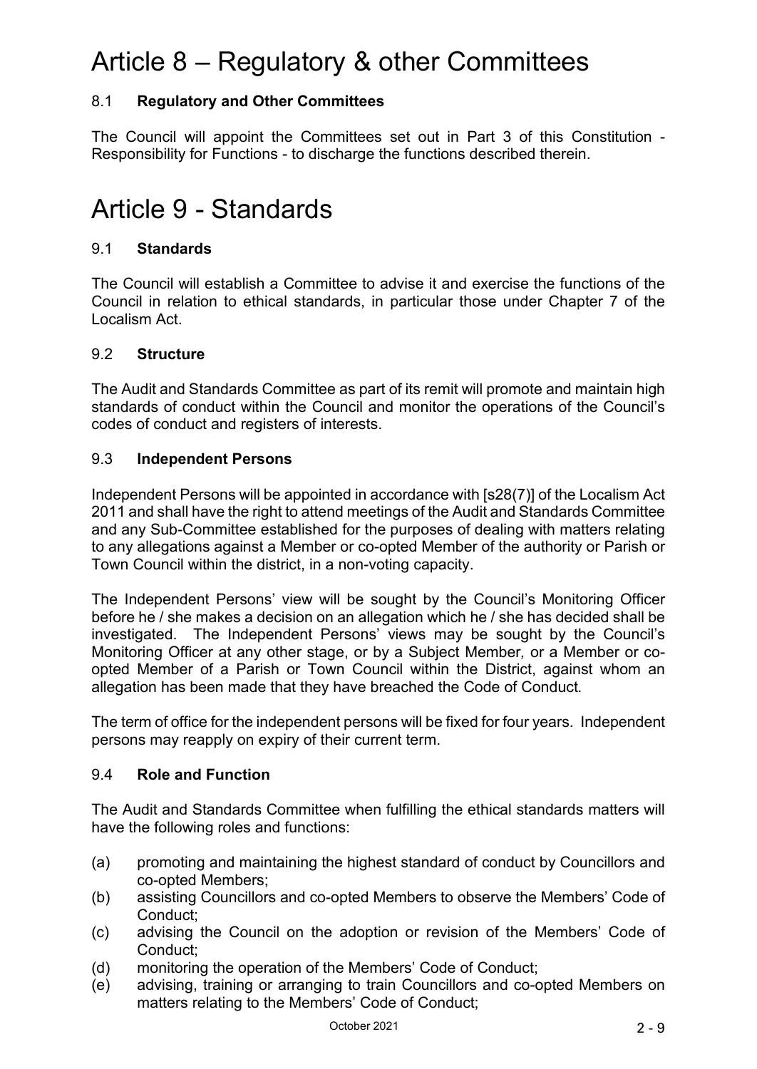# Article 8 – Regulatory & other Committees

## 8.1 **Regulatory and Other Committees**

The Council will appoint the Committees set out in Part 3 of this Constitution - Responsibility for Functions - to discharge the functions described therein.

# Article 9 - Standards

## 9.1 **Standards**

The Council will establish a Committee to advise it and exercise the functions of the Council in relation to ethical standards, in particular those under Chapter 7 of the Localism Act.

## 9.2 **Structure**

The Audit and Standards Committee as part of its remit will promote and maintain high standards of conduct within the Council and monitor the operations of the Council's codes of conduct and registers of interests.

## 9.3 **Independent Persons**

Independent Persons will be appointed in accordance with [s28(7)] of the Localism Act 2011 and shall have the right to attend meetings of the Audit and Standards Committee and any Sub-Committee established for the purposes of dealing with matters relating to any allegations against a Member or co-opted Member of the authority or Parish or Town Council within the district, in a non-voting capacity.

The Independent Persons' view will be sought by the Council's Monitoring Officer before he / she makes a decision on an allegation which he / she has decided shall be investigated. The Independent Persons' views may be sought by the Council's Monitoring Officer at any other stage, or by a Subject Member*,* or a Member or co-opted Member of a Parish or Town Council within the District, against whom an allegation has been made that they have breached the Code of Conduct*.*

The term of office for the independent persons will be fixed for four years. Independent persons may reapply on expiry of their current term.

## 9.4 **Role and Function**

The Audit and Standards Committee when fulfilling the ethical standards matters will have the following roles and functions:

(a) promoting and maintaining the highest standard of conduct by Councillors and co-opted Members;
(b) assisting Councillors and co-opted Members to observe the Members' Code of Conduct;
(c) advising the Council on the adoption or revision of the Members' Code of Conduct;
(d) monitoring the operation of the Members' Code of Conduct;
(e) advising, training or arranging to train Councillors and co-opted Members on matters relating to the Members' Code of Conduct;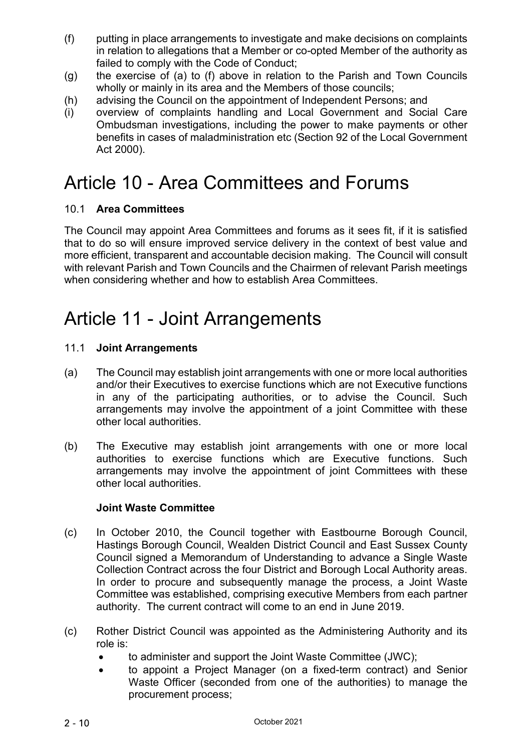(f) putting in place arrangements to investigate and make decisions on complaints in relation to allegations that a Member or co-opted Member of the authority as failed to comply with the Code of Conduct;

(g) the exercise of (a) to (f) above in relation to the Parish and Town Councils wholly or mainly in its area and the Members of those councils;

(h) advising the Council on the appointment of Independent Persons; and

(i) overview of complaints handling and Local Government and Social Care Ombudsman investigations, including the power to make payments or other benefits in cases of maladministration etc (Section 92 of the Local Government Act 2000).

# Article 10 - Area Committees and Forums

### 10.1 **Area Committees**

The Council may appoint Area Committees and forums as it sees fit, if it is satisfied that to do so will ensure improved service delivery in the context of best value and more efficient, transparent and accountable decision making. The Council will consult with relevant Parish and Town Councils and the Chairmen of relevant Parish meetings when considering whether and how to establish Area Committees.

# Article 11 - Joint Arrangements

### 11.1 **Joint Arrangements**

(a) The Council may establish joint arrangements with one or more local authorities and/or their Executives to exercise functions which are not Executive functions in any of the participating authorities, or to advise the Council. Such arrangements may involve the appointment of a joint Committee with these other local authorities.

(b) The Executive may establish joint arrangements with one or more local authorities to exercise functions which are Executive functions. Such arrangements may involve the appointment of joint Committees with these other local authorities.

**Joint Waste Committee**

(c) In October 2010, the Council together with Eastbourne Borough Council, Hastings Borough Council, Wealden District Council and East Sussex County Council signed a Memorandum of Understanding to advance a Single Waste Collection Contract across the four District and Borough Local Authority areas. In order to procure and subsequently manage the process, a Joint Waste Committee was established, comprising executive Members from each partner authority. The current contract will come to an end in June 2019.

(c) Rother District Council was appointed as the Administering Authority and its role is:

- to administer and support the Joint Waste Committee (JWC);
- to appoint a Project Manager (on a fixed-term contract) and Senior Waste Officer (seconded from one of the authorities) to manage the procurement process;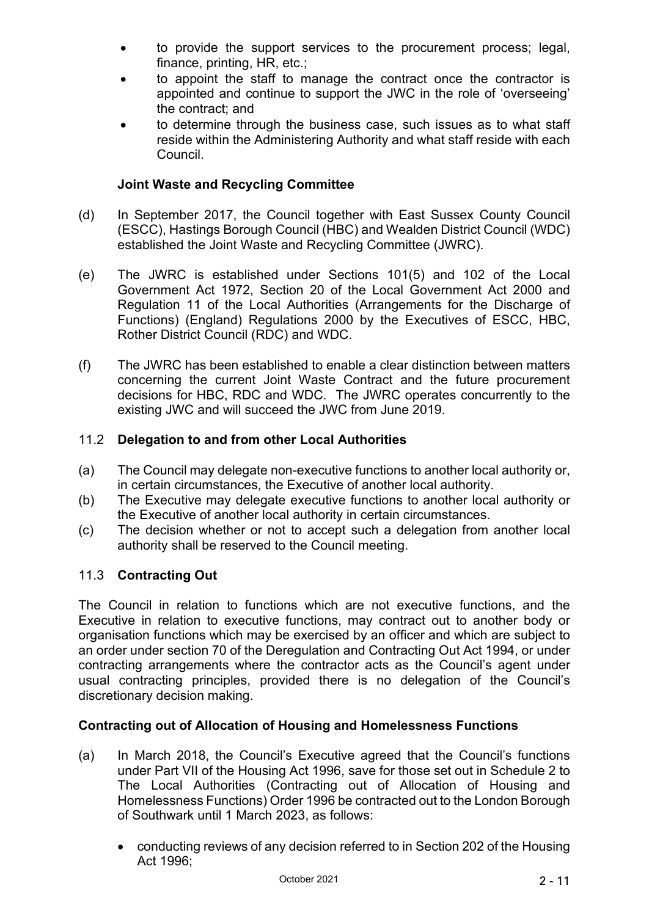- to provide the support services to the procurement process; legal, finance, printing, HR, etc.;
- to appoint the staff to manage the contract once the contractor is appointed and continue to support the JWC in the role of 'overseeing' the contract; and
- to determine through the business case, such issues as to what staff reside within the Administering Authority and what staff reside with each Council.

**Joint Waste and Recycling Committee**

(d) In September 2017, the Council together with East Sussex County Council (ESCC), Hastings Borough Council (HBC) and Wealden District Council (WDC) established the Joint Waste and Recycling Committee (JWRC).

(e) The JWRC is established under Sections 101(5) and 102 of the Local Government Act 1972, Section 20 of the Local Government Act 2000 and Regulation 11 of the Local Authorities (Arrangements for the Discharge of Functions) (England) Regulations 2000 by the Executives of ESCC, HBC, Rother District Council (RDC) and WDC.

(f) The JWRC has been established to enable a clear distinction between matters concerning the current Joint Waste Contract and the future procurement decisions for HBC, RDC and WDC. The JWRC operates concurrently to the existing JWC and will succeed the JWC from June 2019.

## 11.2 Delegation to and from other Local Authorities

(a) The Council may delegate non-executive functions to another local authority or, in certain circumstances, the Executive of another local authority.
(b) The Executive may delegate executive functions to another local authority or the Executive of another local authority in certain circumstances.
(c) The decision whether or not to accept such a delegation from another local authority shall be reserved to the Council meeting.

## 11.3 Contracting Out

The Council in relation to functions which are not executive functions, and the Executive in relation to executive functions, may contract out to another body or organisation functions which may be exercised by an officer and which are subject to an order under section 70 of the Deregulation and Contracting Out Act 1994, or under contracting arrangements where the contractor acts as the Council's agent under usual contracting principles, provided there is no delegation of the Council's discretionary decision making.

**Contracting out of Allocation of Housing and Homelessness Functions**

(a) In March 2018, the Council's Executive agreed that the Council's functions under Part VII of the Housing Act 1996, save for those set out in Schedule 2 to The Local Authorities (Contracting out of Allocation of Housing and Homelessness Functions) Order 1996 be contracted out to the London Borough of Southwark until 1 March 2023, as follows:

  - conducting reviews of any decision referred to in Section 202 of the Housing Act 1996;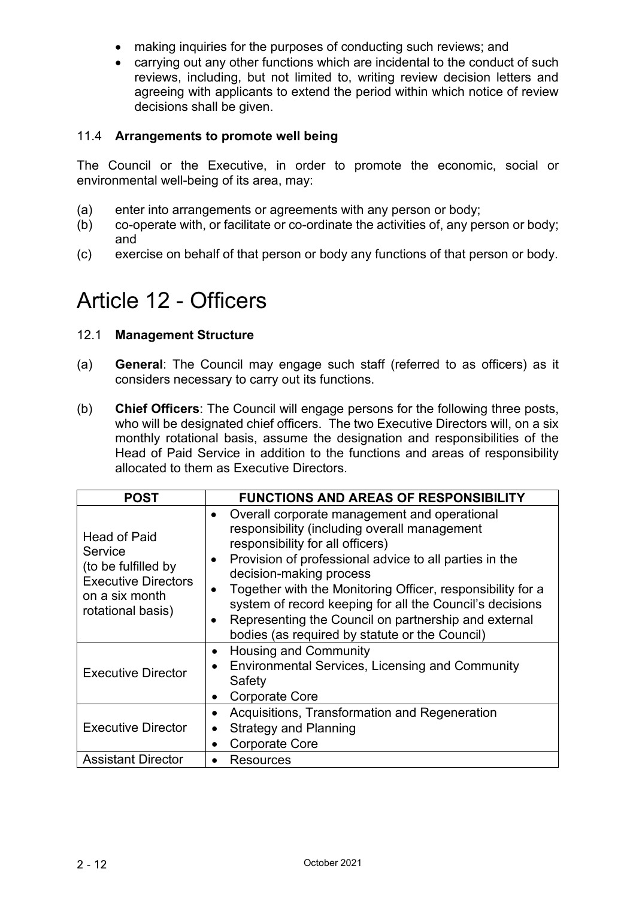- making inquiries for the purposes of conducting such reviews; and
- carrying out any other functions which are incidental to the conduct of such reviews, including, but not limited to, writing review decision letters and agreeing with applicants to extend the period within which notice of review decisions shall be given.

### 11.4 **Arrangements to promote well being**

The Council or the Executive, in order to promote the economic, social or environmental well-being of its area, may:

(a) enter into arrangements or agreements with any person or body;

(b) co-operate with, or facilitate or co-ordinate the activities of, any person or body; and

(c) exercise on behalf of that person or body any functions of that person or body.

# Article 12 - Officers

### 12.1 **Management Structure**

(a) **General**: The Council may engage such staff (referred to as officers) as it considers necessary to carry out its functions.

(b) **Chief Officers**: The Council will engage persons for the following three posts, who will be designated chief officers. The two Executive Directors will, on a six monthly rotational basis, assume the designation and responsibilities of the Head of Paid Service in addition to the functions and areas of responsibility allocated to them as Executive Directors.

| POST | FUNCTIONS AND AREAS OF RESPONSIBILITY |
|---|---|
| Head of Paid Service (to be fulfilled by Executive Directors on a six month rotational basis) | • Overall corporate management and operational responsibility (including overall management responsibility for all officers)<br>• Provision of professional advice to all parties in the decision-making process<br>• Together with the Monitoring Officer, responsibility for a system of record keeping for all the Council's decisions<br>• Representing the Council on partnership and external bodies (as required by statute or the Council) |
| Executive Director | • Housing and Community<br>• Environmental Services, Licensing and Community Safety<br>• Corporate Core |
| Executive Director | • Acquisitions, Transformation and Regeneration<br>• Strategy and Planning<br>• Corporate Core |
| Assistant Director | • Resources |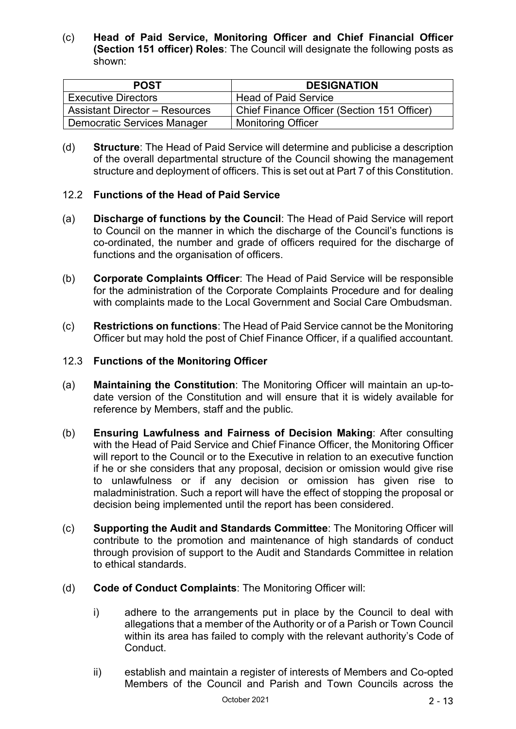(c) **Head of Paid Service, Monitoring Officer and Chief Financial Officer (Section 151 officer) Roles**: The Council will designate the following posts as shown:

| POST | DESIGNATION |
| --- | --- |
| Executive Directors | Head of Paid Service |
| Assistant Director – Resources | Chief Finance Officer (Section 151 Officer) |
| Democratic Services Manager | Monitoring Officer |

(d) **Structure**: The Head of Paid Service will determine and publicise a description of the overall departmental structure of the Council showing the management structure and deployment of officers. This is set out at Part 7 of this Constitution.

## 12.2 Functions of the Head of Paid Service

(a) **Discharge of functions by the Council**: The Head of Paid Service will report to Council on the manner in which the discharge of the Council's functions is co-ordinated, the number and grade of officers required for the discharge of functions and the organisation of officers.

(b) **Corporate Complaints Officer**: The Head of Paid Service will be responsible for the administration of the Corporate Complaints Procedure and for dealing with complaints made to the Local Government and Social Care Ombudsman.

(c) **Restrictions on functions**: The Head of Paid Service cannot be the Monitoring Officer but may hold the post of Chief Finance Officer, if a qualified accountant.

## 12.3 Functions of the Monitoring Officer

(a) **Maintaining the Constitution**: The Monitoring Officer will maintain an up-to-date version of the Constitution and will ensure that it is widely available for reference by Members, staff and the public.

(b) **Ensuring Lawfulness and Fairness of Decision Making**: After consulting with the Head of Paid Service and Chief Finance Officer, the Monitoring Officer will report to the Council or to the Executive in relation to an executive function if he or she considers that any proposal, decision or omission would give rise to unlawfulness or if any decision or omission has given rise to maladministration. Such a report will have the effect of stopping the proposal or decision being implemented until the report has been considered.

(c) **Supporting the Audit and Standards Committee**: The Monitoring Officer will contribute to the promotion and maintenance of high standards of conduct through provision of support to the Audit and Standards Committee in relation to ethical standards.

(d) **Code of Conduct Complaints**: The Monitoring Officer will:

i) adhere to the arrangements put in place by the Council to deal with allegations that a member of the Authority or of a Parish or Town Council within its area has failed to comply with the relevant authority's Code of Conduct.

ii) establish and maintain a register of interests of Members and Co-opted Members of the Council and Parish and Town Councils across the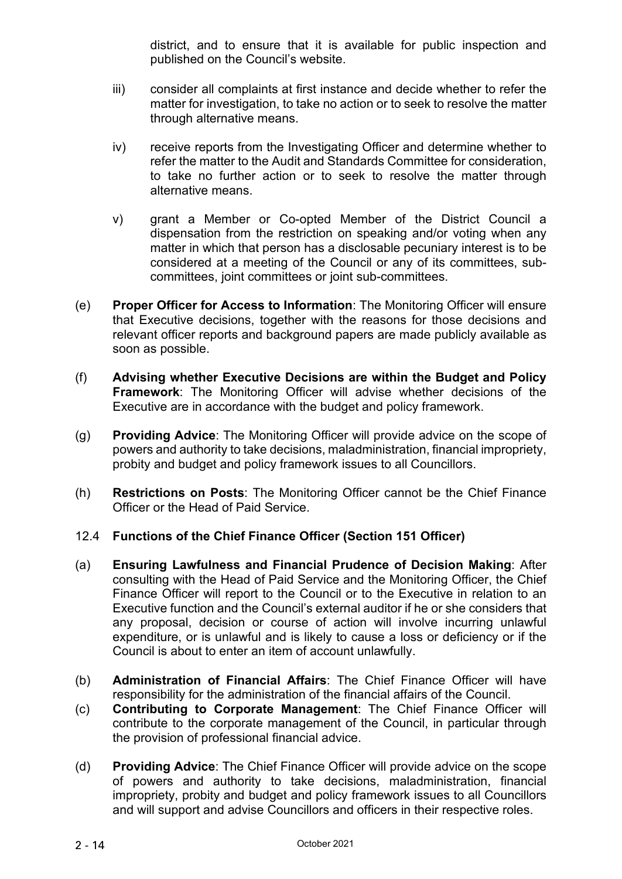district, and to ensure that it is available for public inspection and published on the Council's website.

iii) consider all complaints at first instance and decide whether to refer the matter for investigation, to take no action or to seek to resolve the matter through alternative means.

iv) receive reports from the Investigating Officer and determine whether to refer the matter to the Audit and Standards Committee for consideration, to take no further action or to seek to resolve the matter through alternative means.

v) grant a Member or Co-opted Member of the District Council a dispensation from the restriction on speaking and/or voting when any matter in which that person has a disclosable pecuniary interest is to be considered at a meeting of the Council or any of its committees, sub-committees, joint committees or joint sub-committees.

(e) **Proper Officer for Access to Information**: The Monitoring Officer will ensure that Executive decisions, together with the reasons for those decisions and relevant officer reports and background papers are made publicly available as soon as possible.

(f) **Advising whether Executive Decisions are within the Budget and Policy Framework**: The Monitoring Officer will advise whether decisions of the Executive are in accordance with the budget and policy framework.

(g) **Providing Advice**: The Monitoring Officer will provide advice on the scope of powers and authority to take decisions, maladministration, financial impropriety, probity and budget and policy framework issues to all Councillors.

(h) **Restrictions on Posts**: The Monitoring Officer cannot be the Chief Finance Officer or the Head of Paid Service.

### 12.4 Functions of the Chief Finance Officer (Section 151 Officer)

(a) **Ensuring Lawfulness and Financial Prudence of Decision Making**: After consulting with the Head of Paid Service and the Monitoring Officer, the Chief Finance Officer will report to the Council or to the Executive in relation to an Executive function and the Council's external auditor if he or she considers that any proposal, decision or course of action will involve incurring unlawful expenditure, or is unlawful and is likely to cause a loss or deficiency or if the Council is about to enter an item of account unlawfully.

(b) **Administration of Financial Affairs**: The Chief Finance Officer will have responsibility for the administration of the financial affairs of the Council.

(c) **Contributing to Corporate Management**: The Chief Finance Officer will contribute to the corporate management of the Council, in particular through the provision of professional financial advice.

(d) **Providing Advice**: The Chief Finance Officer will provide advice on the scope of powers and authority to take decisions, maladministration, financial impropriety, probity and budget and policy framework issues to all Councillors and will support and advise Councillors and officers in their respective roles.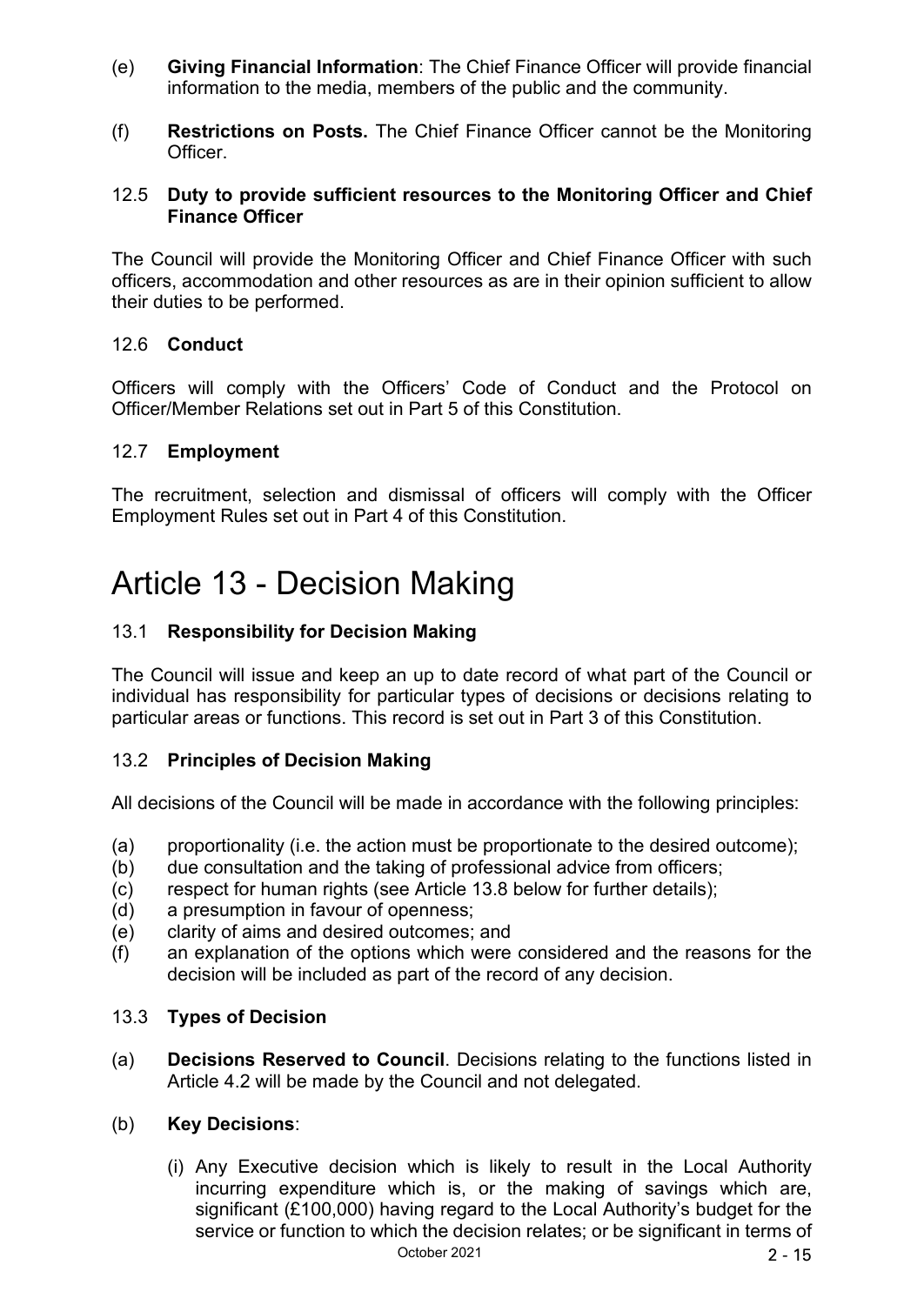(e) **Giving Financial Information**: The Chief Finance Officer will provide financial information to the media, members of the public and the community.

(f) **Restrictions on Posts.** The Chief Finance Officer cannot be the Monitoring Officer.

### 12.5 Duty to provide sufficient resources to the Monitoring Officer and Chief Finance Officer

The Council will provide the Monitoring Officer and Chief Finance Officer with such officers, accommodation and other resources as are in their opinion sufficient to allow their duties to be performed.

### 12.6 Conduct

Officers will comply with the Officers' Code of Conduct and the Protocol on Officer/Member Relations set out in Part 5 of this Constitution.

### 12.7 Employment

The recruitment, selection and dismissal of officers will comply with the Officer Employment Rules set out in Part 4 of this Constitution.

# Article 13 - Decision Making

### 13.1 Responsibility for Decision Making

The Council will issue and keep an up to date record of what part of the Council or individual has responsibility for particular types of decisions or decisions relating to particular areas or functions. This record is set out in Part 3 of this Constitution.

### 13.2 Principles of Decision Making

All decisions of the Council will be made in accordance with the following principles:

(a) proportionality (i.e. the action must be proportionate to the desired outcome);
(b) due consultation and the taking of professional advice from officers;
(c) respect for human rights (see Article 13.8 below for further details);
(d) a presumption in favour of openness;
(e) clarity of aims and desired outcomes; and
(f) an explanation of the options which were considered and the reasons for the decision will be included as part of the record of any decision.

### 13.3 Types of Decision

(a) **Decisions Reserved to Council**. Decisions relating to the functions listed in Article 4.2 will be made by the Council and not delegated.

(b) **Key Decisions**:

(i) Any Executive decision which is likely to result in the Local Authority incurring expenditure which is, or the making of savings which are, significant (£100,000) having regard to the Local Authority's budget for the service or function to which the decision relates; or be significant in terms of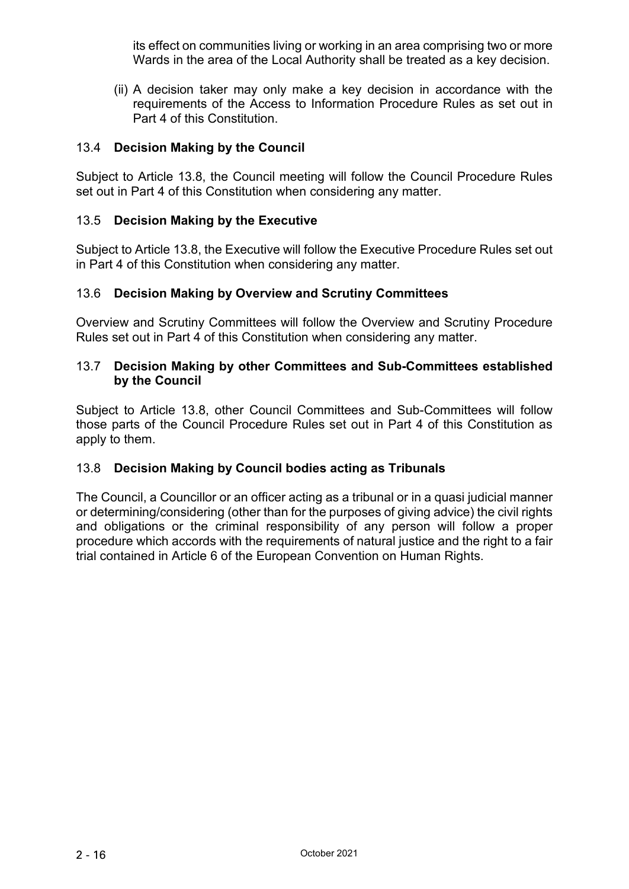its effect on communities living or working in an area comprising two or more Wards in the area of the Local Authority shall be treated as a key decision.

(ii) A decision taker may only make a key decision in accordance with the requirements of the Access to Information Procedure Rules as set out in Part 4 of this Constitution.

### 13.4 **Decision Making by the Council**

Subject to Article 13.8, the Council meeting will follow the Council Procedure Rules set out in Part 4 of this Constitution when considering any matter.

### 13.5 **Decision Making by the Executive**

Subject to Article 13.8, the Executive will follow the Executive Procedure Rules set out in Part 4 of this Constitution when considering any matter.

### 13.6 **Decision Making by Overview and Scrutiny Committees**

Overview and Scrutiny Committees will follow the Overview and Scrutiny Procedure Rules set out in Part 4 of this Constitution when considering any matter.

### 13.7 **Decision Making by other Committees and Sub-Committees established by the Council**

Subject to Article 13.8, other Council Committees and Sub-Committees will follow those parts of the Council Procedure Rules set out in Part 4 of this Constitution as apply to them.

### 13.8 **Decision Making by Council bodies acting as Tribunals**

The Council, a Councillor or an officer acting as a tribunal or in a quasi judicial manner or determining/considering (other than for the purposes of giving advice) the civil rights and obligations or the criminal responsibility of any person will follow a proper procedure which accords with the requirements of natural justice and the right to a fair trial contained in Article 6 of the European Convention on Human Rights.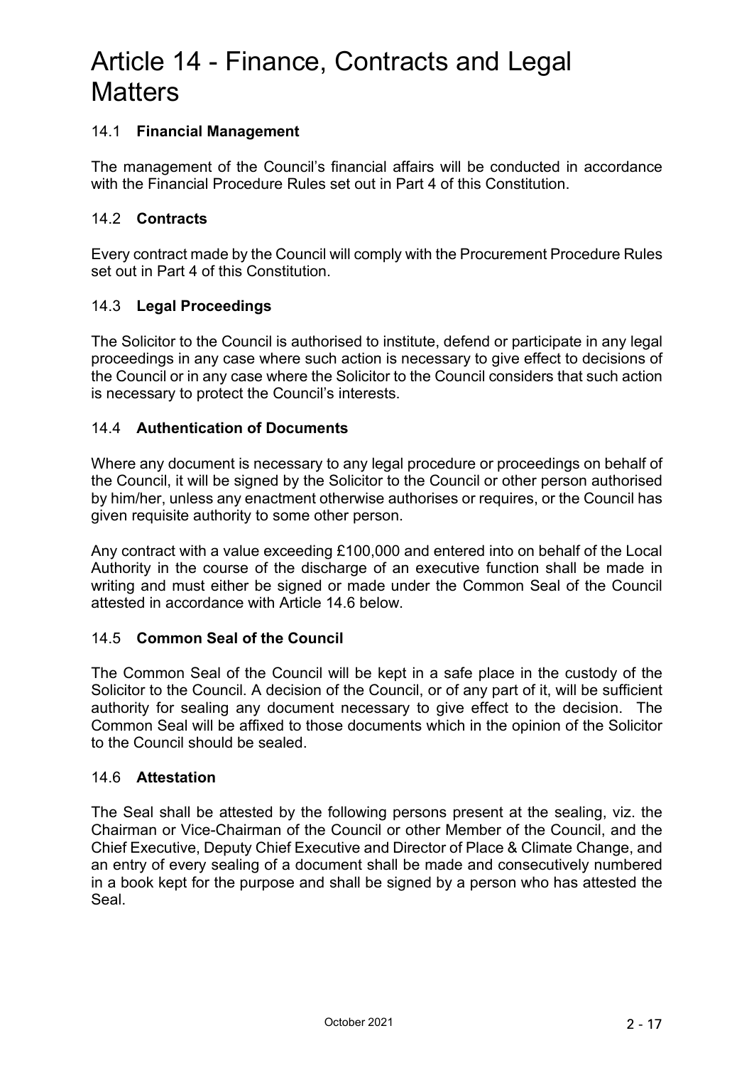# Article 14 - Finance, Contracts and Legal Matters

## 14.1 **Financial Management**

The management of the Council's financial affairs will be conducted in accordance with the Financial Procedure Rules set out in Part 4 of this Constitution.

## 14.2 **Contracts**

Every contract made by the Council will comply with the Procurement Procedure Rules set out in Part 4 of this Constitution.

## 14.3 **Legal Proceedings**

The Solicitor to the Council is authorised to institute, defend or participate in any legal proceedings in any case where such action is necessary to give effect to decisions of the Council or in any case where the Solicitor to the Council considers that such action is necessary to protect the Council's interests.

## 14.4 **Authentication of Documents**

Where any document is necessary to any legal procedure or proceedings on behalf of the Council, it will be signed by the Solicitor to the Council or other person authorised by him/her, unless any enactment otherwise authorises or requires, or the Council has given requisite authority to some other person.

Any contract with a value exceeding £100,000 and entered into on behalf of the Local Authority in the course of the discharge of an executive function shall be made in writing and must either be signed or made under the Common Seal of the Council attested in accordance with Article 14.6 below.

## 14.5 **Common Seal of the Council**

The Common Seal of the Council will be kept in a safe place in the custody of the Solicitor to the Council. A decision of the Council, or of any part of it, will be sufficient authority for sealing any document necessary to give effect to the decision. The Common Seal will be affixed to those documents which in the opinion of the Solicitor to the Council should be sealed.

## 14.6 **Attestation**

The Seal shall be attested by the following persons present at the sealing, viz. the Chairman or Vice-Chairman of the Council or other Member of the Council, and the Chief Executive, Deputy Chief Executive and Director of Place & Climate Change, and an entry of every sealing of a document shall be made and consecutively numbered in a book kept for the purpose and shall be signed by a person who has attested the Seal.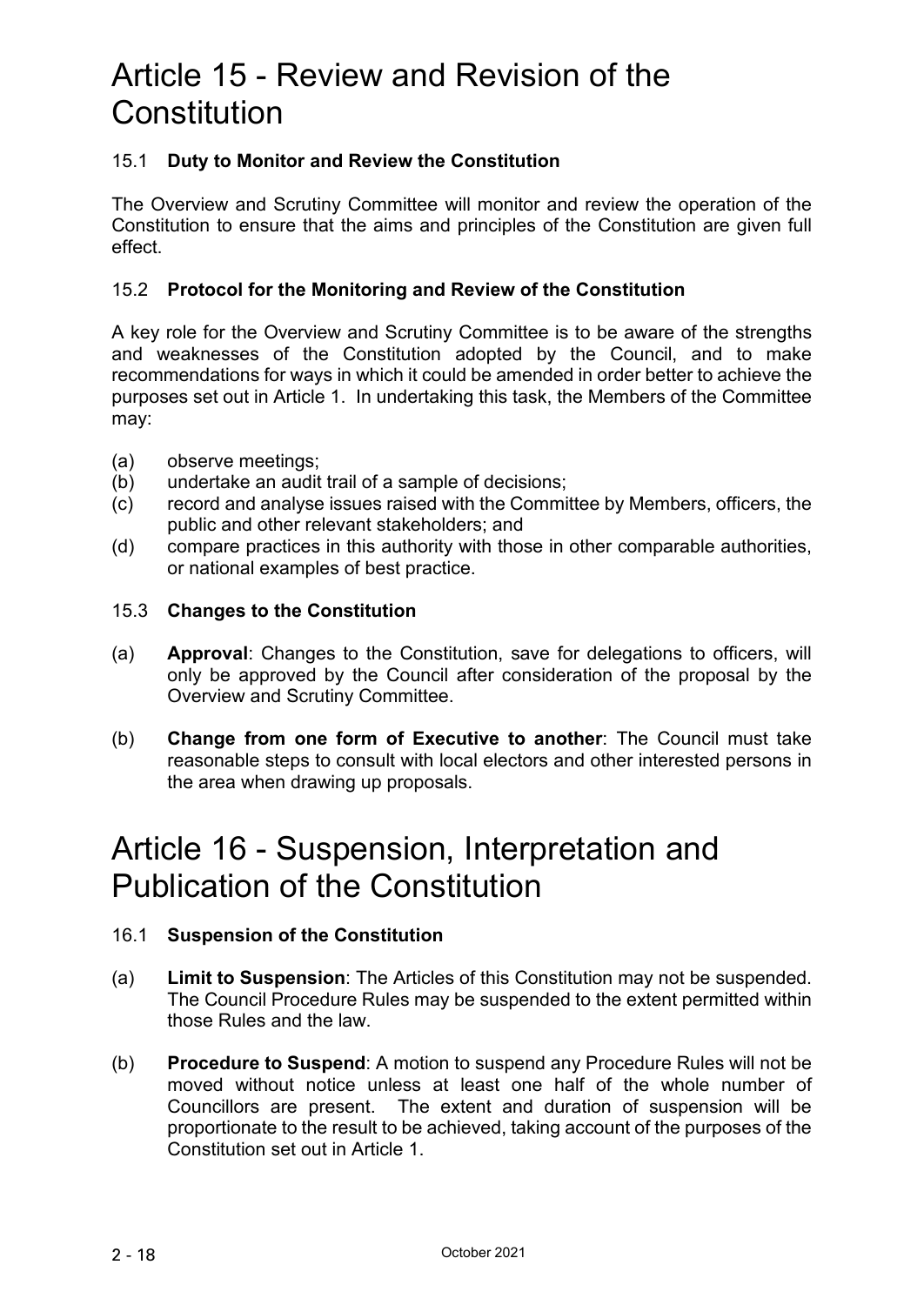# Article 15 - Review and Revision of the Constitution

### 15.1 **Duty to Monitor and Review the Constitution**

The Overview and Scrutiny Committee will monitor and review the operation of the Constitution to ensure that the aims and principles of the Constitution are given full effect.

### 15.2 **Protocol for the Monitoring and Review of the Constitution**

A key role for the Overview and Scrutiny Committee is to be aware of the strengths and weaknesses of the Constitution adopted by the Council, and to make recommendations for ways in which it could be amended in order better to achieve the purposes set out in Article 1. In undertaking this task, the Members of the Committee may:

(a) observe meetings;
(b) undertake an audit trail of a sample of decisions;
(c) record and analyse issues raised with the Committee by Members, officers, the public and other relevant stakeholders; and
(d) compare practices in this authority with those in other comparable authorities, or national examples of best practice.

### 15.3 **Changes to the Constitution**

(a) **Approval**: Changes to the Constitution, save for delegations to officers, will only be approved by the Council after consideration of the proposal by the Overview and Scrutiny Committee.

(b) **Change from one form of Executive to another**: The Council must take reasonable steps to consult with local electors and other interested persons in the area when drawing up proposals.

# Article 16 - Suspension, Interpretation and Publication of the Constitution

### 16.1 **Suspension of the Constitution**

(a) **Limit to Suspension**: The Articles of this Constitution may not be suspended. The Council Procedure Rules may be suspended to the extent permitted within those Rules and the law.

(b) **Procedure to Suspend**: A motion to suspend any Procedure Rules will not be moved without notice unless at least one half of the whole number of Councillors are present. The extent and duration of suspension will be proportionate to the result to be achieved, taking account of the purposes of the Constitution set out in Article 1.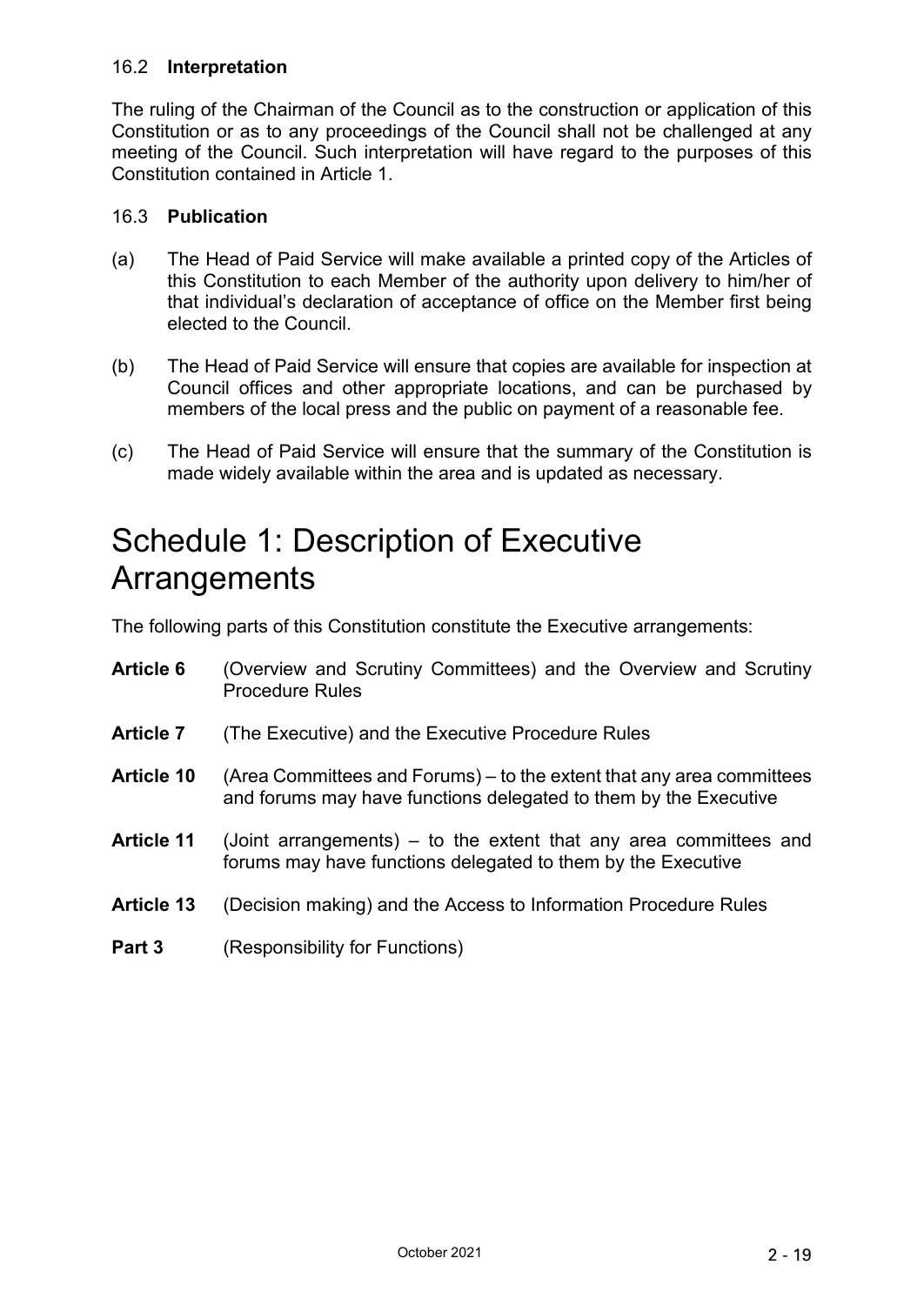### 16.2 **Interpretation**

The ruling of the Chairman of the Council as to the construction or application of this Constitution or as to any proceedings of the Council shall not be challenged at any meeting of the Council. Such interpretation will have regard to the purposes of this Constitution contained in Article 1.

### 16.3 **Publication**

(a) The Head of Paid Service will make available a printed copy of the Articles of this Constitution to each Member of the authority upon delivery to him/her of that individual's declaration of acceptance of office on the Member first being elected to the Council.

(b) The Head of Paid Service will ensure that copies are available for inspection at Council offices and other appropriate locations, and can be purchased by members of the local press and the public on payment of a reasonable fee.

(c) The Head of Paid Service will ensure that the summary of the Constitution is made widely available within the area and is updated as necessary.

# Schedule 1: Description of Executive Arrangements

The following parts of this Constitution constitute the Executive arrangements:

**Article 6** (Overview and Scrutiny Committees) and the Overview and Scrutiny Procedure Rules

**Article 7** (The Executive) and the Executive Procedure Rules

**Article 10** (Area Committees and Forums) – to the extent that any area committees and forums may have functions delegated to them by the Executive

**Article 11** (Joint arrangements) – to the extent that any area committees and forums may have functions delegated to them by the Executive

**Article 13** (Decision making) and the Access to Information Procedure Rules

**Part 3** (Responsibility for Functions)